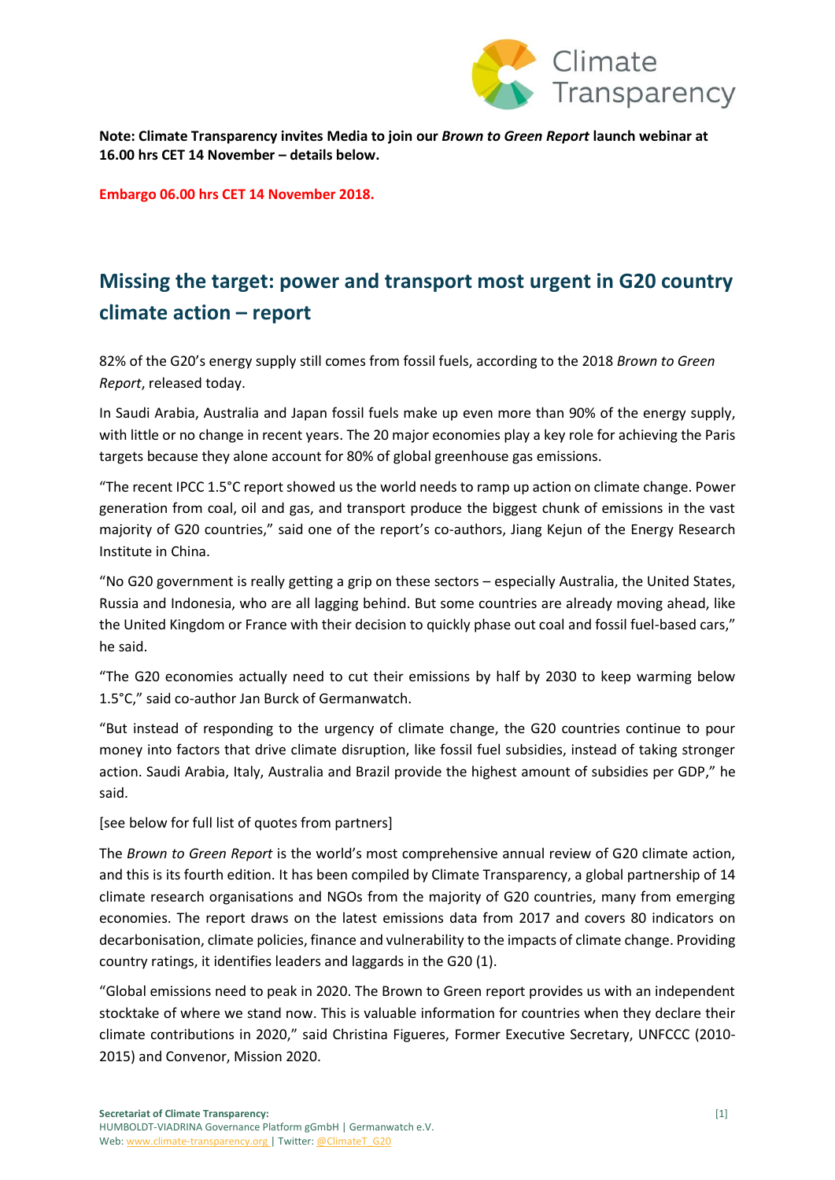**Note: Climate Transparency invites Media to join our *Brown to Green Report* launch webinar at 16.00 hrs CET 14 November – details below.**

**Embargo 06.00 hrs CET 14 November 2018.**

# Missing the target: power and transport most urgent in G20 country climate action – report

82% of the G20's energy supply still comes from fossil fuels, according to the 2018 *Brown to Green Report*, released today.

In Saudi Arabia, Australia and Japan fossil fuels make up even more than 90% of the energy supply, with little or no change in recent years. The 20 major economies play a key role for achieving the Paris targets because they alone account for 80% of global greenhouse gas emissions.

"The recent IPCC 1.5°C report showed us the world needs to ramp up action on climate change. Power generation from coal, oil and gas, and transport produce the biggest chunk of emissions in the vast majority of G20 countries," said one of the report's co-authors, Jiang Kejun of the Energy Research Institute in China.

"No G20 government is really getting a grip on these sectors – especially Australia, the United States, Russia and Indonesia, who are all lagging behind. But some countries are already moving ahead, like the United Kingdom or France with their decision to quickly phase out coal and fossil fuel-based cars," he said.

"The G20 economies actually need to cut their emissions by half by 2030 to keep warming below 1.5°C," said co-author Jan Burck of Germanwatch.

"But instead of responding to the urgency of climate change, the G20 countries continue to pour money into factors that drive climate disruption, like fossil fuel subsidies, instead of taking stronger action. Saudi Arabia, Italy, Australia and Brazil provide the highest amount of subsidies per GDP," he said.

[see below for full list of quotes from partners]

The *Brown to Green Report* is the world's most comprehensive annual review of G20 climate action, and this is its fourth edition. It has been compiled by Climate Transparency, a global partnership of 14 climate research organisations and NGOs from the majority of G20 countries, many from emerging economies. The report draws on the latest emissions data from 2017 and covers 80 indicators on decarbonisation, climate policies, finance and vulnerability to the impacts of climate change. Providing country ratings, it identifies leaders and laggards in the G20 (1).

"Global emissions need to peak in 2020. The Brown to Green report provides us with an independent stocktake of where we stand now. This is valuable information for countries when they declare their climate contributions in 2020," said Christina Figueres, Former Executive Secretary, UNFCCC (2010-2015) and Convenor, Mission 2020.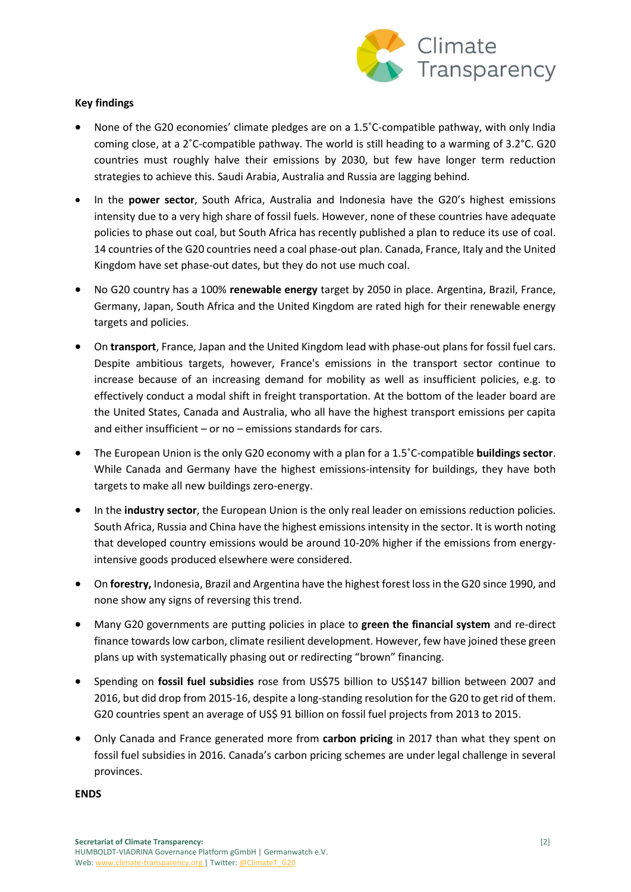**Key findings**

- None of the G20 economies' climate pledges are on a 1.5˚C-compatible pathway, with only India coming close, at a 2˚C-compatible pathway. The world is still heading to a warming of 3.2°C. G20 countries must roughly halve their emissions by 2030, but few have longer term reduction strategies to achieve this. Saudi Arabia, Australia and Russia are lagging behind.
- In the **power sector**, South Africa, Australia and Indonesia have the G20's highest emissions intensity due to a very high share of fossil fuels. However, none of these countries have adequate policies to phase out coal, but South Africa has recently published a plan to reduce its use of coal. 14 countries of the G20 countries need a coal phase-out plan. Canada, France, Italy and the United Kingdom have set phase-out dates, but they do not use much coal.
- No G20 country has a 100% **renewable energy** target by 2050 in place. Argentina, Brazil, France, Germany, Japan, South Africa and the United Kingdom are rated high for their renewable energy targets and policies.
- On **transport**, France, Japan and the United Kingdom lead with phase-out plans for fossil fuel cars. Despite ambitious targets, however, France's emissions in the transport sector continue to increase because of an increasing demand for mobility as well as insufficient policies, e.g. to effectively conduct a modal shift in freight transportation. At the bottom of the leader board are the United States, Canada and Australia, who all have the highest transport emissions per capita and either insufficient – or no – emissions standards for cars.
- The European Union is the only G20 economy with a plan for a 1.5˚C-compatible **buildings sector**. While Canada and Germany have the highest emissions-intensity for buildings, they have both targets to make all new buildings zero-energy.
- In the **industry sector**, the European Union is the only real leader on emissions reduction policies. South Africa, Russia and China have the highest emissions intensity in the sector. It is worth noting that developed country emissions would be around 10-20% higher if the emissions from energy-intensive goods produced elsewhere were considered.
- On **forestry,** Indonesia, Brazil and Argentina have the highest forest loss in the G20 since 1990, and none show any signs of reversing this trend.
- Many G20 governments are putting policies in place to **green the financial system** and re-direct finance towards low carbon, climate resilient development. However, few have joined these green plans up with systematically phasing out or redirecting "brown" financing.
- Spending on **fossil fuel subsidies** rose from US$75 billion to US$147 billion between 2007 and 2016, but did drop from 2015-16, despite a long-standing resolution for the G20 to get rid of them. G20 countries spent an average of US$ 91 billion on fossil fuel projects from 2013 to 2015.
- Only Canada and France generated more from **carbon pricing** in 2017 than what they spent on fossil fuel subsidies in 2016. Canada's carbon pricing schemes are under legal challenge in several provinces.

**ENDS**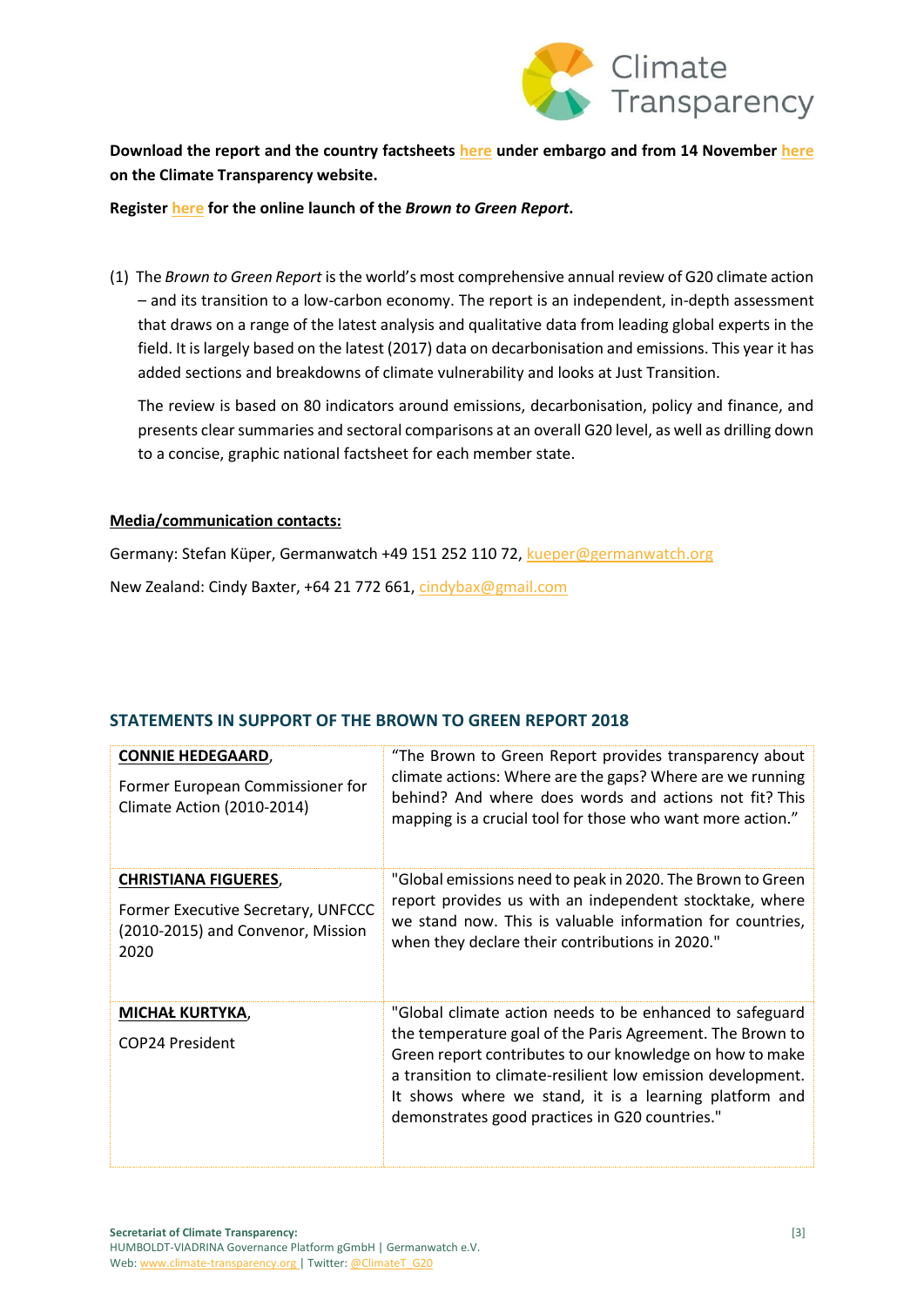**Download the report and the country factsheets here under embargo and from 14 November here on the Climate Transparency website.**

**Register here for the online launch of the *Brown to Green Report*.**

(1) The *Brown to Green Report* is the world's most comprehensive annual review of G20 climate action – and its transition to a low-carbon economy. The report is an independent, in-depth assessment that draws on a range of the latest analysis and qualitative data from leading global experts in the field. It is largely based on the latest (2017) data on decarbonisation and emissions. This year it has added sections and breakdowns of climate vulnerability and looks at Just Transition.

The review is based on 80 indicators around emissions, decarbonisation, policy and finance, and presents clear summaries and sectoral comparisons at an overall G20 level, as well as drilling down to a concise, graphic national factsheet for each member state.

**Media/communication contacts:**

Germany: Stefan Küper, Germanwatch +49 151 252 110 72, kueper@germanwatch.org

New Zealand: Cindy Baxter, +64 21 772 661, cindybax@gmail.com

## STATEMENTS IN SUPPORT OF THE BROWN TO GREEN REPORT 2018

| | |
|---|---|
| **CONNIE HEDEGAARD**, Former European Commissioner for Climate Action (2010-2014) | "The Brown to Green Report provides transparency about climate actions: Where are the gaps? Where are we running behind? And where does words and actions not fit? This mapping is a crucial tool for those who want more action." |
| **CHRISTIANA FIGUERES**, Former Executive Secretary, UNFCCC (2010-2015) and Convenor, Mission 2020 | "Global emissions need to peak in 2020. The Brown to Green report provides us with an independent stocktake, where we stand now. This is valuable information for countries, when they declare their contributions in 2020." |
| **MICHAŁ KURTYKA**, COP24 President | "Global climate action needs to be enhanced to safeguard the temperature goal of the Paris Agreement. The Brown to Green report contributes to our knowledge on how to make a transition to climate-resilient low emission development. It shows where we stand, it is a learning platform and demonstrates good practices in G20 countries." |

**Secretariat of Climate Transparency:**
HUMBOLDT-VIADRINA Governance Platform gGmbH | Germanwatch e.V.
Web: www.climate-transparency.org | Twitter: @ClimateT_G20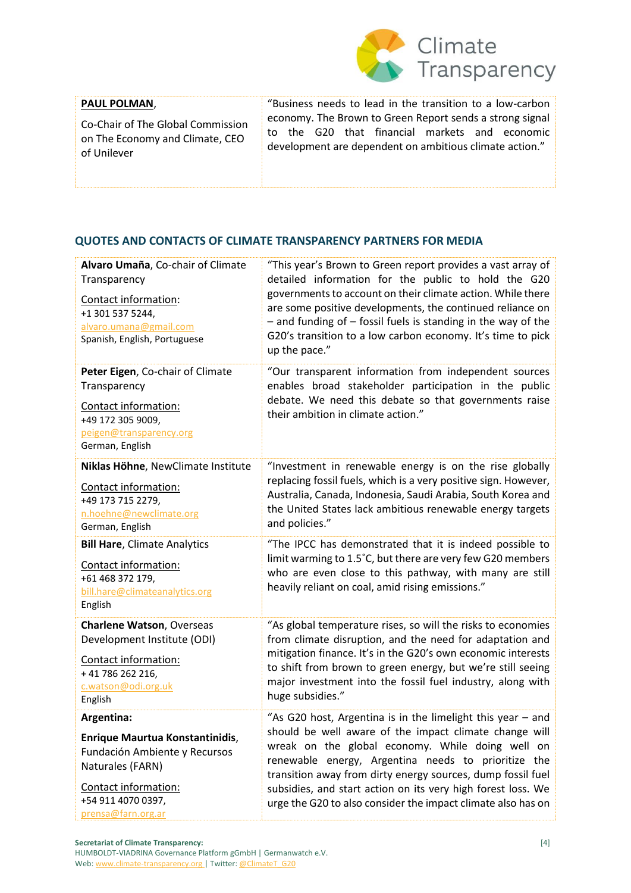| **PAUL POLMAN**, Co-Chair of The Global Commission on The Economy and Climate, CEO of Unilever | "Business needs to lead in the transition to a low-carbon economy. The Brown to Green Report sends a strong signal to the G20 that financial markets and economic development are dependent on ambitious climate action." |
|---|---|

## QUOTES AND CONTACTS OF CLIMATE TRANSPARENCY PARTNERS FOR MEDIA

| | |
|---|---|
| **Alvaro Umaña**, Co-chair of Climate Transparency<br><br>Contact information:<br>+1 301 537 5244,<br>alvaro.umana@gmail.com<br>Spanish, English, Portuguese | "This year's Brown to Green report provides a vast array of detailed information for the public to hold the G20 governments to account on their climate action. While there are some positive developments, the continued reliance on – and funding of – fossil fuels is standing in the way of the G20's transition to a low carbon economy. It's time to pick up the pace." |
| **Peter Eigen**, Co-chair of Climate Transparency<br><br>Contact information:<br>+49 172 305 9009,<br>peigen@transparency.org<br>German, English | "Our transparent information from independent sources enables broad stakeholder participation in the public debate. We need this debate so that governments raise their ambition in climate action." |
| **Niklas Höhne**, NewClimate Institute<br><br>Contact information:<br>+49 173 715 2279,<br>n.hoehne@newclimate.org<br>German, English | "Investment in renewable energy is on the rise globally replacing fossil fuels, which is a very positive sign. However, Australia, Canada, Indonesia, Saudi Arabia, South Korea and the United States lack ambitious renewable energy targets and policies." |
| **Bill Hare**, Climate Analytics<br><br>Contact information:<br>+61 468 372 179,<br>bill.hare@climateanalytics.org<br>English | "The IPCC has demonstrated that it is indeed possible to limit warming to 1.5˚C, but there are very few G20 members who are even close to this pathway, with many are still heavily reliant on coal, amid rising emissions." |
| **Charlene Watson**, Overseas Development Institute (ODI)<br><br>Contact information:<br>+ 41 786 262 216,<br>c.watson@odi.org.uk<br>English | "As global temperature rises, so will the risks to economies from climate disruption, and the need for adaptation and mitigation finance. It's in the G20's own economic interests to shift from brown to green energy, but we're still seeing major investment into the fossil fuel industry, along with huge subsidies." |
| **Argentina:**<br><br>**Enrique Maurtua Konstantinidis**, Fundación Ambiente y Recursos Naturales (FARN)<br><br>Contact information:<br>+54 911 4070 0397,<br>prensa@farn.org.ar | "As G20 host, Argentina is in the limelight this year – and should be well aware of the impact climate change will wreak on the global economy. While doing well on renewable energy, Argentina needs to prioritize the transition away from dirty energy sources, dump fossil fuel subsidies, and start action on its very high forest loss. We urge the G20 to also consider the impact climate also has on |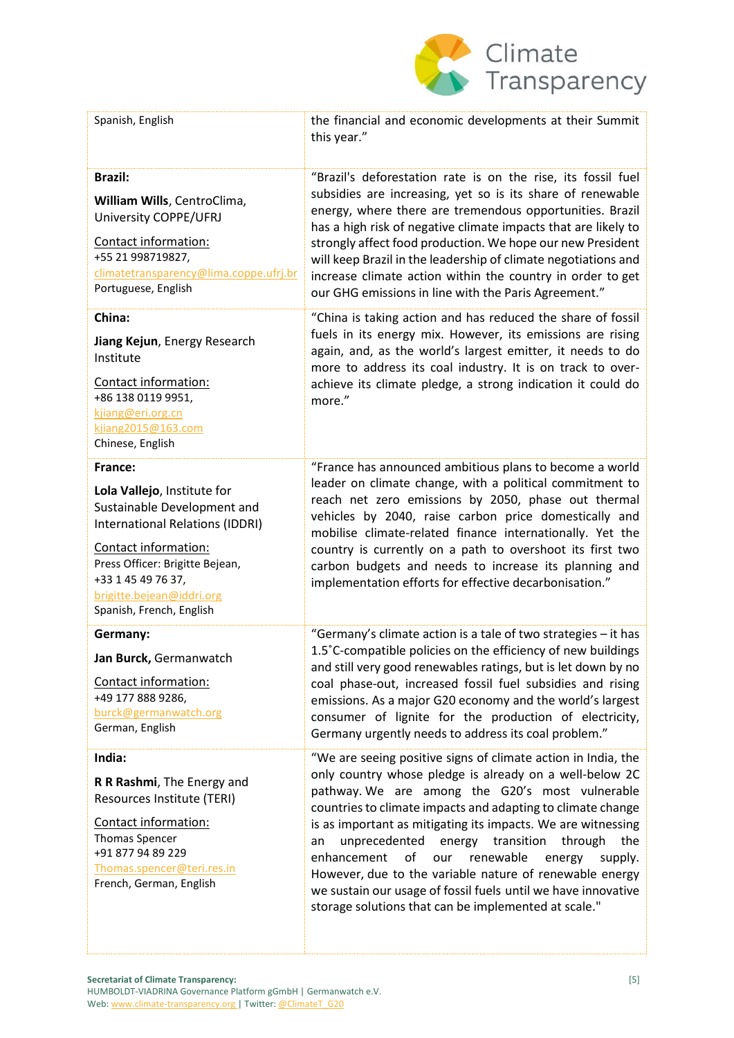| | |
|---|---|
| Spanish, English | the financial and economic developments at their Summit this year.” |
| **Brazil:**<br><br>**William Wills**, CentroClima, University COPPE/UFRJ<br><br>Contact information:<br>+55 21 998719827,<br>climatetransparency@lima.coppe.ufrj.br<br>Portuguese, English | “Brazil's deforestation rate is on the rise, its fossil fuel subsidies are increasing, yet so is its share of renewable energy, where there are tremendous opportunities. Brazil has a high risk of negative climate impacts that are likely to strongly affect food production. We hope our new President will keep Brazil in the leadership of climate negotiations and increase climate action within the country in order to get our GHG emissions in line with the Paris Agreement.” |
| **China:**<br><br>**Jiang Kejun**, Energy Research Institute<br><br>Contact information:<br>+86 138 0119 9951,<br>kjiang@eri.org.cn<br>kjiang2015@163.com<br>Chinese, English | “China is taking action and has reduced the share of fossil fuels in its energy mix. However, its emissions are rising again, and, as the world's largest emitter, it needs to do more to address its coal industry. It is on track to over-achieve its climate pledge, a strong indication it could do more.” |
| **France:**<br><br>**Lola Vallejo**, Institute for Sustainable Development and International Relations (IDDRI)<br><br>Contact information:<br>Press Officer: Brigitte Bejean,<br>+33 1 45 49 76 37,<br>brigitte.bejean@iddri.org<br>Spanish, French, English | “France has announced ambitious plans to become a world leader on climate change, with a political commitment to reach net zero emissions by 2050, phase out thermal vehicles by 2040, raise carbon price domestically and mobilise climate-related finance internationally. Yet the country is currently on a path to overshoot its first two carbon budgets and needs to increase its planning and implementation efforts for effective decarbonisation.” |
| **Germany:**<br><br>**Jan Burck,** Germanwatch<br><br>Contact information:<br>+49 177 888 9286,<br>burck@germanwatch.org<br>German, English | “Germany's climate action is a tale of two strategies – it has 1.5˚C-compatible policies on the efficiency of new buildings and still very good renewables ratings, but is let down by no coal phase-out, increased fossil fuel subsidies and rising emissions. As a major G20 economy and the world's largest consumer of lignite for the production of electricity, Germany urgently needs to address its coal problem.” |
| **India:**<br><br>**R R Rashmi**, The Energy and Resources Institute (TERI)<br><br>Contact information:<br>Thomas Spencer<br>+91 877 94 89 229<br>Thomas.spencer@teri.res.in<br>French, German, English | “We are seeing positive signs of climate action in India, the only country whose pledge is already on a well-below 2C pathway. We are among the G20's most vulnerable countries to climate impacts and adapting to climate change is as important as mitigating its impacts. We are witnessing an unprecedented energy transition through the enhancement of our renewable energy supply. However, due to the variable nature of renewable energy we sustain our usage of fossil fuels until we have innovative storage solutions that can be implemented at scale." |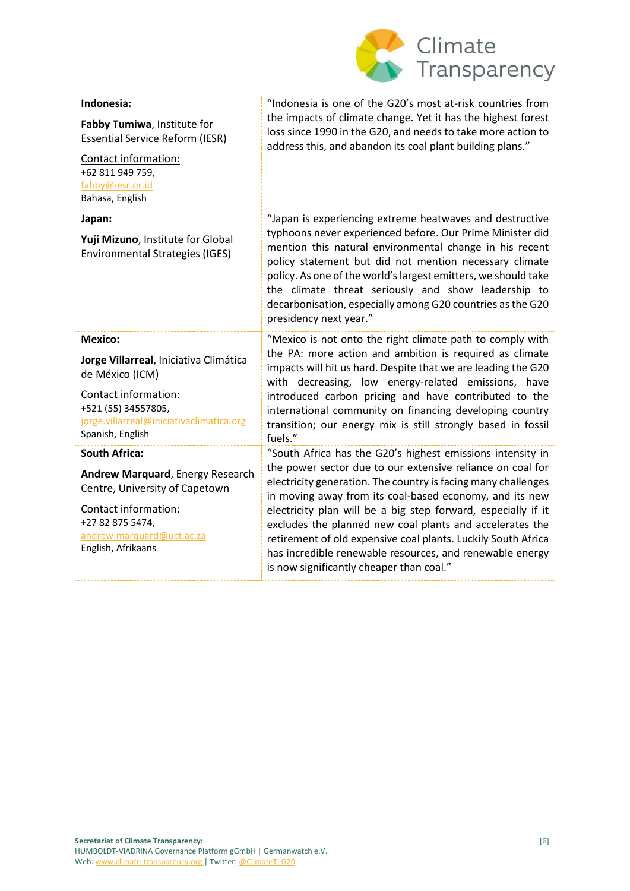| | |
|---|---|
| **Indonesia:**<br><br>**Fabby Tumiwa**, Institute for Essential Service Reform (IESR)<br><br>Contact information:<br>+62 811 949 759,<br>fabby@iesr.or.id<br>Bahasa, English | "Indonesia is one of the G20's most at-risk countries from the impacts of climate change. Yet it has the highest forest loss since 1990 in the G20, and needs to take more action to address this, and abandon its coal plant building plans." |
| **Japan:**<br><br>**Yuji Mizuno**, Institute for Global Environmental Strategies (IGES) | "Japan is experiencing extreme heatwaves and destructive typhoons never experienced before. Our Prime Minister did mention this natural environmental change in his recent policy statement but did not mention necessary climate policy. As one of the world's largest emitters, we should take the climate threat seriously and show leadership to decarbonisation, especially among G20 countries as the G20 presidency next year." |
| **Mexico:**<br><br>**Jorge Villarreal**, Iniciativa Climática de México (ICM)<br><br>Contact information:<br>+521 (55) 34557805,<br>jorge.villarreal@iniciativaclimatica.org<br>Spanish, English | "Mexico is not onto the right climate path to comply with the PA: more action and ambition is required as climate impacts will hit us hard. Despite that we are leading the G20 with decreasing, low energy-related emissions, have introduced carbon pricing and have contributed to the international community on financing developing country transition; our energy mix is still strongly based in fossil fuels." |
| **South Africa:**<br><br>**Andrew Marquard**, Energy Research Centre, University of Capetown<br><br>Contact information:<br>+27 82 875 5474,<br>andrew.marquard@uct.ac.za<br>English, Afrikaans | "South Africa has the G20's highest emissions intensity in the power sector due to our extensive reliance on coal for electricity generation. The country is facing many challenges in moving away from its coal-based economy, and its new electricity plan will be a big step forward, especially if it excludes the planned new coal plants and accelerates the retirement of old expensive coal plants. Luckily South Africa has incredible renewable resources, and renewable energy is now significantly cheaper than coal." |

**Secretariat of Climate Transparency:**
HUMBOLDT-VIADRINA Governance Platform gGmbH | Germanwatch e.V.
Web: www.climate-transparency.org | Twitter: @ClimateT_G20